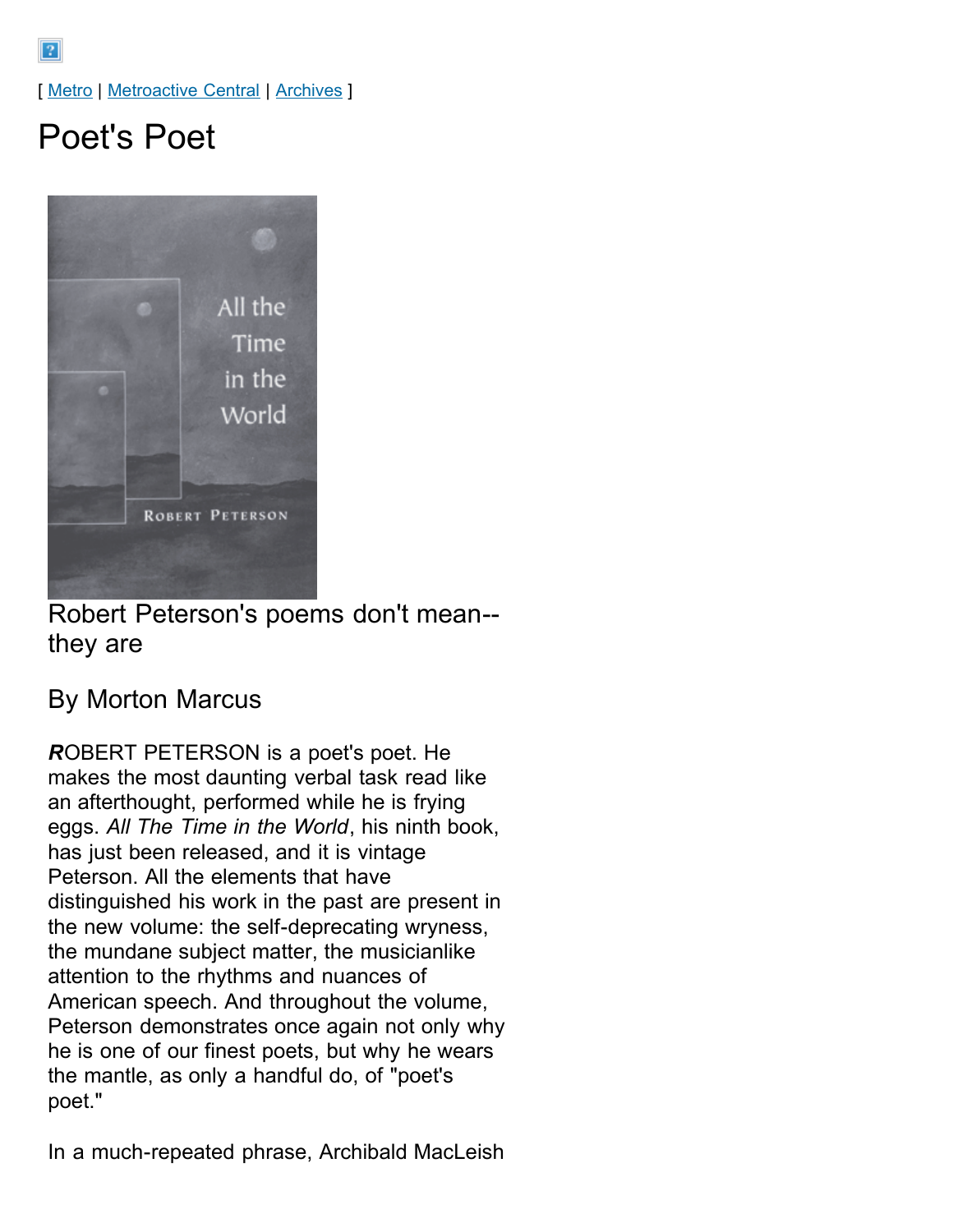[ Metro | Metroactive Central | Archives ]

# Poet's Poet

## Robert Peterson's poems don't mean--they are

### By Morton Marcus

***R***OBERT PETERSON is a poet's poet. He makes the most daunting verbal task read like an afterthought, performed while he is frying eggs. *All The Time in the World*, his ninth book, has just been released, and it is vintage Peterson. All the elements that have distinguished his work in the past are present in the new volume: the self-deprecating wryness, the mundane subject matter, the musicianlike attention to the rhythms and nuances of American speech. And throughout the volume, Peterson demonstrates once again not only why he is one of our finest poets, but why he wears the mantle, as only a handful do, of "poet's poet."

In a much-repeated phrase, Archibald MacLeish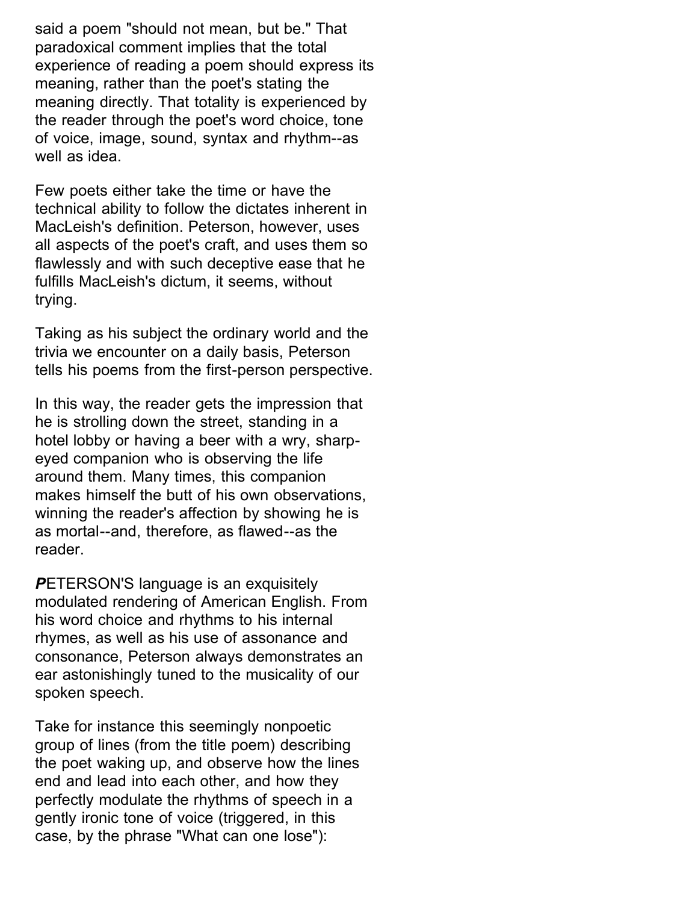said a poem "should not mean, but be." That paradoxical comment implies that the total experience of reading a poem should express its meaning, rather than the poet's stating the meaning directly. That totality is experienced by the reader through the poet's word choice, tone of voice, image, sound, syntax and rhythm--as well as idea.

Few poets either take the time or have the technical ability to follow the dictates inherent in MacLeish's definition. Peterson, however, uses all aspects of the poet's craft, and uses them so flawlessly and with such deceptive ease that he fulfills MacLeish's dictum, it seems, without trying.

Taking as his subject the ordinary world and the trivia we encounter on a daily basis, Peterson tells his poems from the first-person perspective.

In this way, the reader gets the impression that he is strolling down the street, standing in a hotel lobby or having a beer with a wry, sharp-eyed companion who is observing the life around them. Many times, this companion makes himself the butt of his own observations, winning the reader's affection by showing he is as mortal--and, therefore, as flawed--as the reader.

***P***ETERSON'S language is an exquisitely modulated rendering of American English. From his word choice and rhythms to his internal rhymes, as well as his use of assonance and consonance, Peterson always demonstrates an ear astonishingly tuned to the musicality of our spoken speech.

Take for instance this seemingly nonpoetic group of lines (from the title poem) describing the poet waking up, and observe how the lines end and lead into each other, and how they perfectly modulate the rhythms of speech in a gently ironic tone of voice (triggered, in this case, by the phrase "What can one lose"):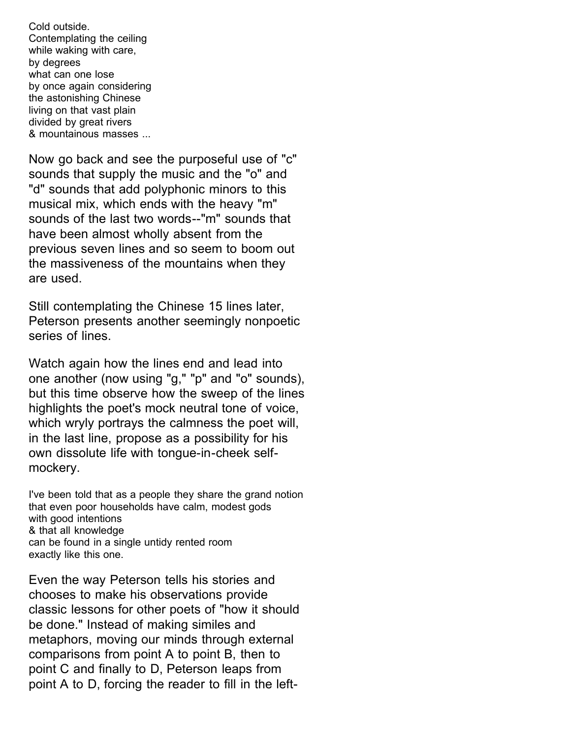Cold outside.  
Contemplating the ceiling  
while waking with care,  
by degrees  
what can one lose  
by once again considering  
the astonishing Chinese  
living on that vast plain  
divided by great rivers  
& mountainous masses ...

Now go back and see the purposeful use of "c" sounds that supply the music and the "o" and "d" sounds that add polyphonic minors to this musical mix, which ends with the heavy "m" sounds of the last two words--"m" sounds that have been almost wholly absent from the previous seven lines and so seem to boom out the massiveness of the mountains when they are used.

Still contemplating the Chinese 15 lines later, Peterson presents another seemingly nonpoetic series of lines.

Watch again how the lines end and lead into one another (now using "g," "p" and "o" sounds), but this time observe how the sweep of the lines highlights the poet's mock neutral tone of voice, which wryly portrays the calmness the poet will, in the last line, propose as a possibility for his own dissolute life with tongue-in-cheek self-mockery.

I've been told that as a people they share the grand notion  
that even poor households have calm, modest gods  
with good intentions  
& that all knowledge  
can be found in a single untidy rented room  
exactly like this one.

Even the way Peterson tells his stories and chooses to make his observations provide classic lessons for other poets of "how it should be done." Instead of making similes and metaphors, moving our minds through external comparisons from point A to point B, then to point C and finally to D, Peterson leaps from point A to D, forcing the reader to fill in the left-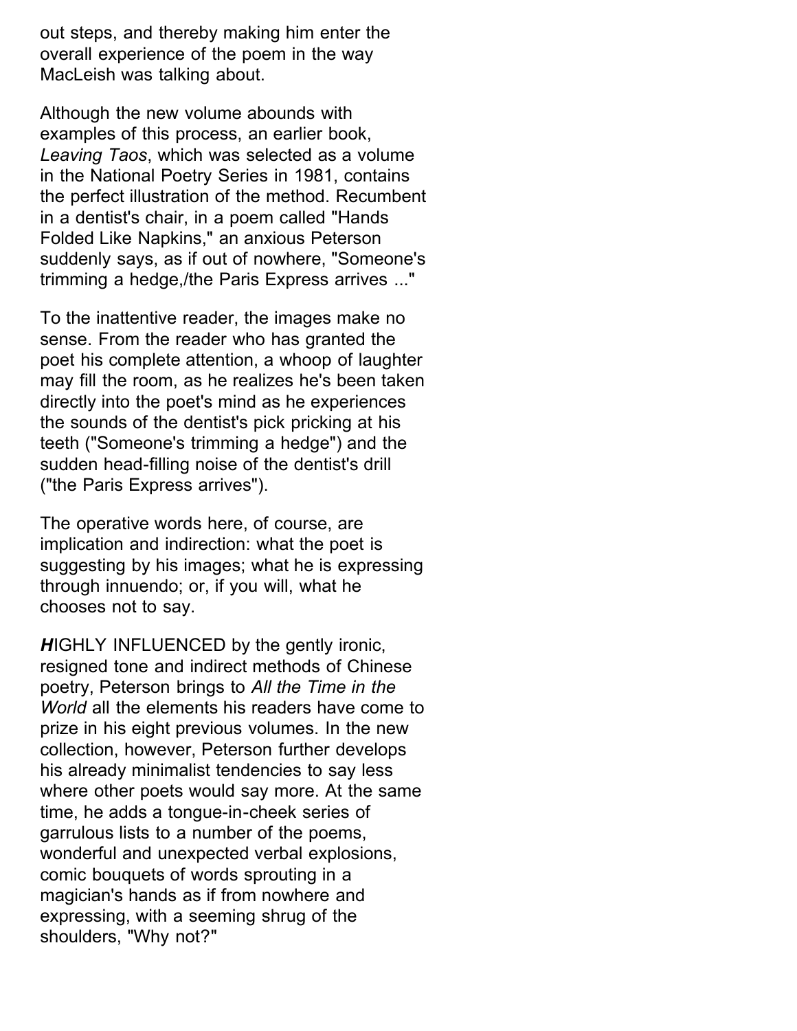out steps, and thereby making him enter the overall experience of the poem in the way MacLeish was talking about.

Although the new volume abounds with examples of this process, an earlier book, *Leaving Taos*, which was selected as a volume in the National Poetry Series in 1981, contains the perfect illustration of the method. Recumbent in a dentist's chair, in a poem called "Hands Folded Like Napkins," an anxious Peterson suddenly says, as if out of nowhere, "Someone's trimming a hedge,/the Paris Express arrives ..."

To the inattentive reader, the images make no sense. From the reader who has granted the poet his complete attention, a whoop of laughter may fill the room, as he realizes he's been taken directly into the poet's mind as he experiences the sounds of the dentist's pick pricking at his teeth ("Someone's trimming a hedge") and the sudden head-filling noise of the dentist's drill ("the Paris Express arrives").

The operative words here, of course, are implication and indirection: what the poet is suggesting by his images; what he is expressing through innuendo; or, if you will, what he chooses not to say.

***H***IGHLY INFLUENCED by the gently ironic, resigned tone and indirect methods of Chinese poetry, Peterson brings to *All the Time in the World* all the elements his readers have come to prize in his eight previous volumes. In the new collection, however, Peterson further develops his already minimalist tendencies to say less where other poets would say more. At the same time, he adds a tongue-in-cheek series of garrulous lists to a number of the poems, wonderful and unexpected verbal explosions, comic bouquets of words sprouting in a magician's hands as if from nowhere and expressing, with a seeming shrug of the shoulders, "Why not?"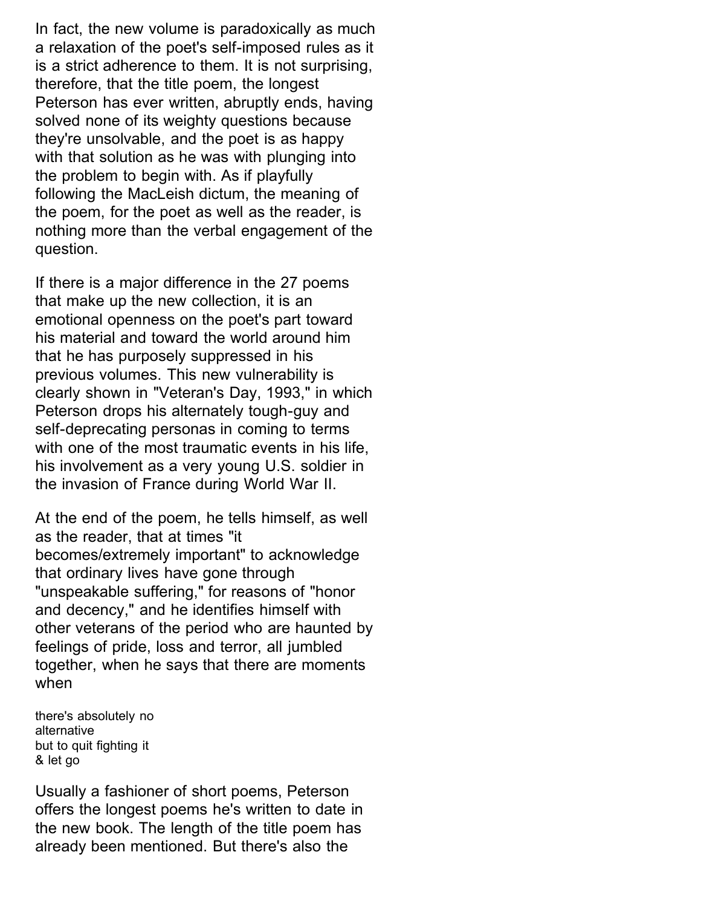In fact, the new volume is paradoxically as much a relaxation of the poet's self-imposed rules as it is a strict adherence to them. It is not surprising, therefore, that the title poem, the longest Peterson has ever written, abruptly ends, having solved none of its weighty questions because they're unsolvable, and the poet is as happy with that solution as he was with plunging into the problem to begin with. As if playfully following the MacLeish dictum, the meaning of the poem, for the poet as well as the reader, is nothing more than the verbal engagement of the question.

If there is a major difference in the 27 poems that make up the new collection, it is an emotional openness on the poet's part toward his material and toward the world around him that he has purposely suppressed in his previous volumes. This new vulnerability is clearly shown in "Veteran's Day, 1993," in which Peterson drops his alternately tough-guy and self-deprecating personas in coming to terms with one of the most traumatic events in his life, his involvement as a very young U.S. soldier in the invasion of France during World War II.

At the end of the poem, he tells himself, as well as the reader, that at times "it becomes/extremely important" to acknowledge that ordinary lives have gone through "unspeakable suffering," for reasons of "honor and decency," and he identifies himself with other veterans of the period who are haunted by feelings of pride, loss and terror, all jumbled together, when he says that there are moments when

> there's absolutely no  
> alternative  
> but to quit fighting it  
> & let go

Usually a fashioner of short poems, Peterson offers the longest poems he's written to date in the new book. The length of the title poem has already been mentioned. But there's also the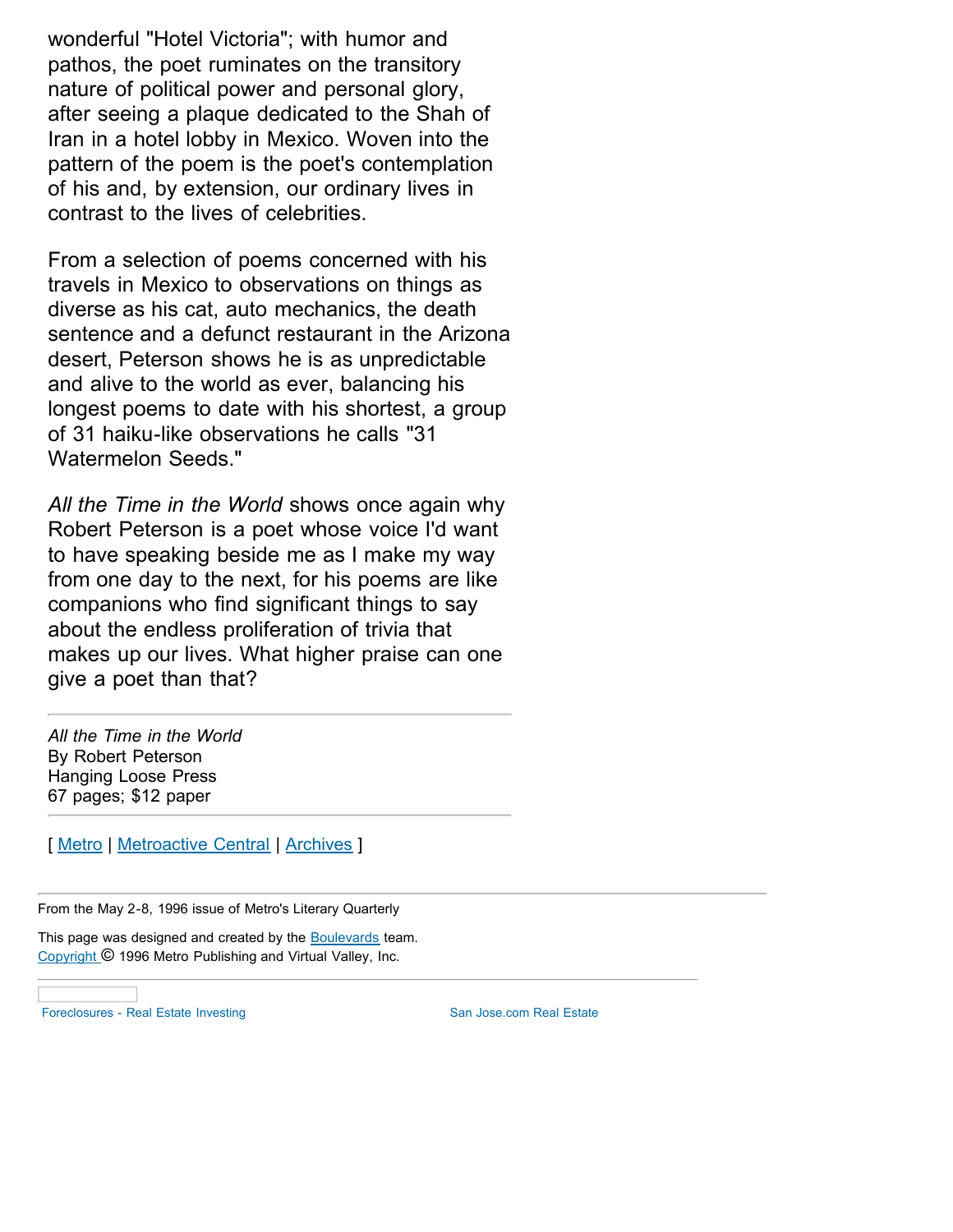wonderful "Hotel Victoria"; with humor and pathos, the poet ruminates on the transitory nature of political power and personal glory, after seeing a plaque dedicated to the Shah of Iran in a hotel lobby in Mexico. Woven into the pattern of the poem is the poet's contemplation of his and, by extension, our ordinary lives in contrast to the lives of celebrities.

From a selection of poems concerned with his travels in Mexico to observations on things as diverse as his cat, auto mechanics, the death sentence and a defunct restaurant in the Arizona desert, Peterson shows he is as unpredictable and alive to the world as ever, balancing his longest poems to date with his shortest, a group of 31 haiku-like observations he calls "31 Watermelon Seeds."

*All the Time in the World* shows once again why Robert Peterson is a poet whose voice I'd want to have speaking beside me as I make my way from one day to the next, for his poems are like companions who find significant things to say about the endless proliferation of trivia that makes up our lives. What higher praise can one give a poet than that?

---

*All the Time in the World*
By Robert Peterson
Hanging Loose Press
67 pages; $12 paper

---

[ Metro | Metroactive Central | Archives ]

---

From the May 2-8, 1996 issue of Metro's Literary Quarterly

This page was designed and created by the Boulevards team.
Copyright © 1996 Metro Publishing and Virtual Valley, Inc.

---

Foreclosures - Real Estate Investing    San Jose.com Real Estate